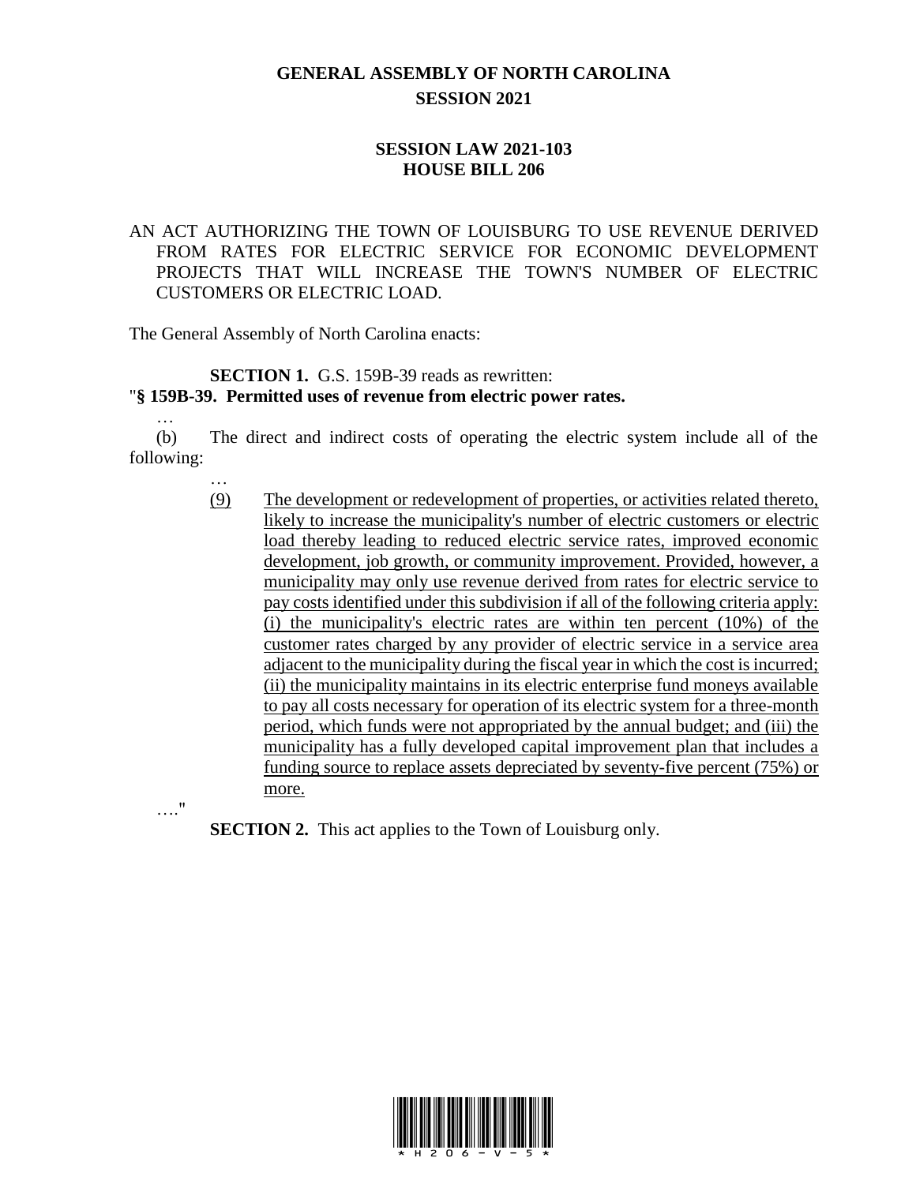# GENERAL ASSEMBLY OF NORTH CAROLINA
## SESSION 2021

## SESSION LAW 2021-103
## HOUSE BILL 206

AN ACT AUTHORIZING THE TOWN OF LOUISBURG TO USE REVENUE DERIVED FROM RATES FOR ELECTRIC SERVICE FOR ECONOMIC DEVELOPMENT PROJECTS THAT WILL INCREASE THE TOWN'S NUMBER OF ELECTRIC CUSTOMERS OR ELECTRIC LOAD.

The General Assembly of North Carolina enacts:

**SECTION 1.** G.S. 159B-39 reads as rewritten:

"**§ 159B-39. Permitted uses of revenue from electric power rates.**

…

(b) The direct and indirect costs of operating the electric system include all of the following:

…

(9) The development or redevelopment of properties, or activities related thereto, likely to increase the municipality's number of electric customers or electric load thereby leading to reduced electric service rates, improved economic development, job growth, or community improvement. Provided, however, a municipality may only use revenue derived from rates for electric service to pay costs identified under this subdivision if all of the following criteria apply: (i) the municipality's electric rates are within ten percent (10%) of the customer rates charged by any provider of electric service in a service area adjacent to the municipality during the fiscal year in which the cost is incurred; (ii) the municipality maintains in its electric enterprise fund moneys available to pay all costs necessary for operation of its electric system for a three-month period, which funds were not appropriated by the annual budget; and (iii) the municipality has a fully developed capital improvement plan that includes a funding source to replace assets depreciated by seventy-five percent (75%) or more.

…."

**SECTION 2.** This act applies to the Town of Louisburg only.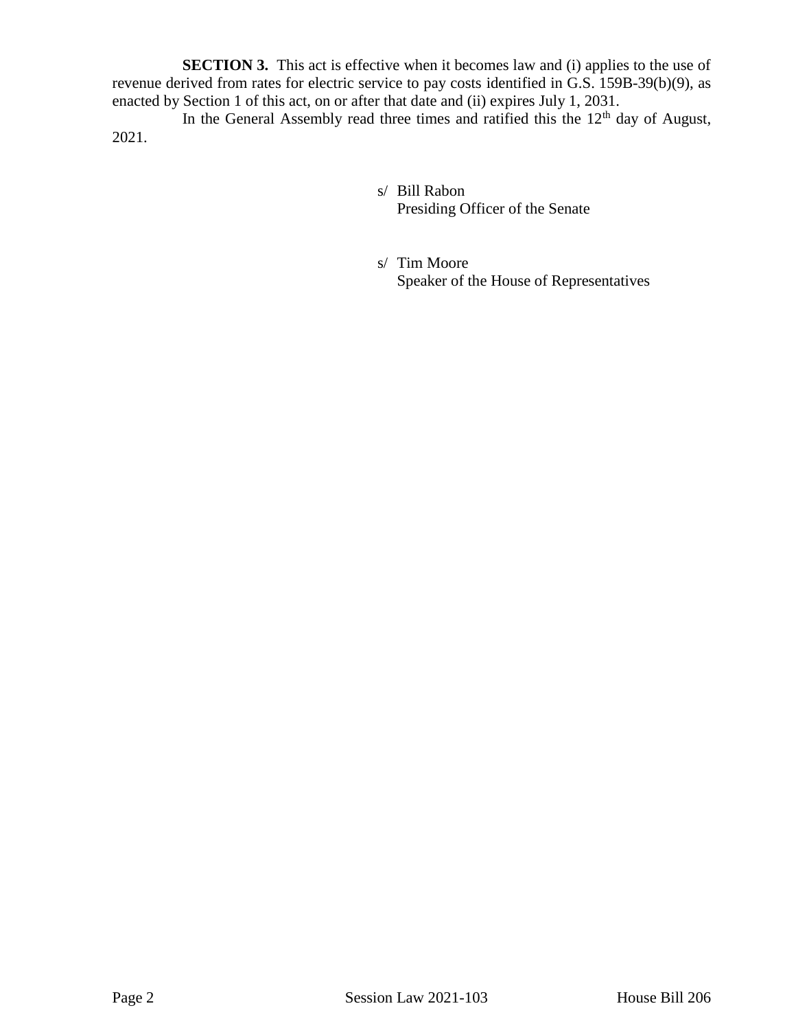**SECTION 3.** This act is effective when it becomes law and (i) applies to the use of revenue derived from rates for electric service to pay costs identified in G.S. 159B-39(b)(9), as enacted by Section 1 of this act, on or after that date and (ii) expires July 1, 2031.

In the General Assembly read three times and ratified this the 12th day of August, 2021.

s/ Bill Rabon
Presiding Officer of the Senate

s/ Tim Moore
Speaker of the House of Representatives